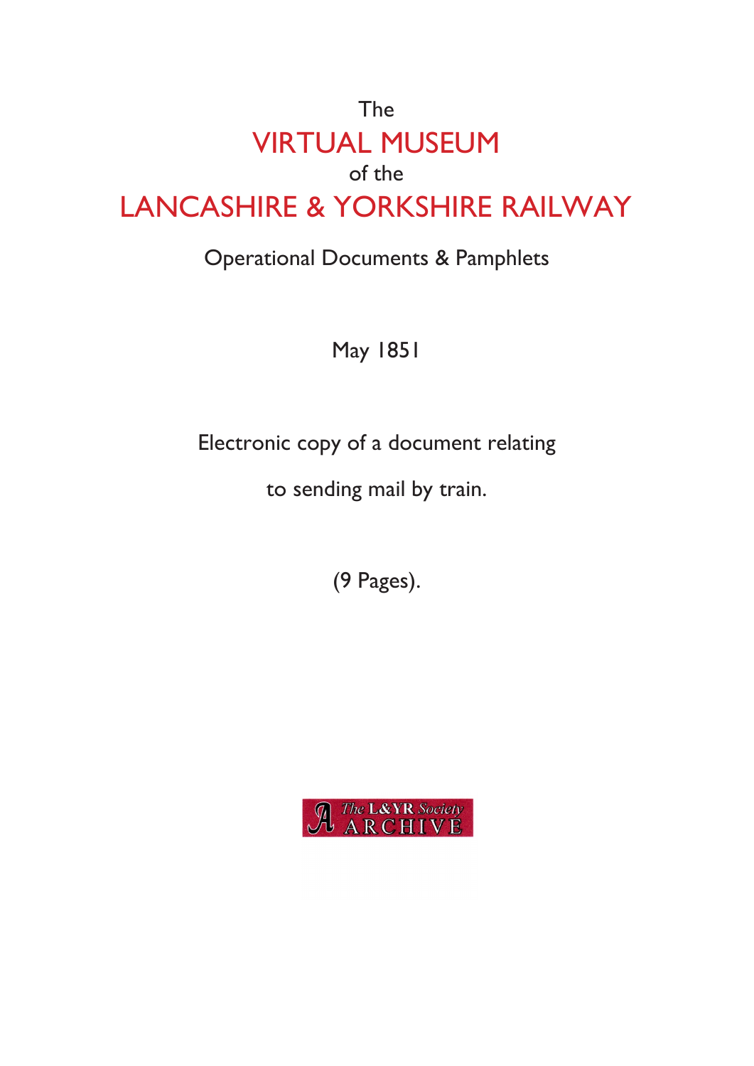# The VIRTUAL MUSEUM of the LANCASHIRE & YORKSHIRE RAILWAY

## Operational Documents & Pamphlets

May 1851

Electronic copy of a document relating

to sending mail by train.

(9 Pages).

The L&YR Society ARCHIVE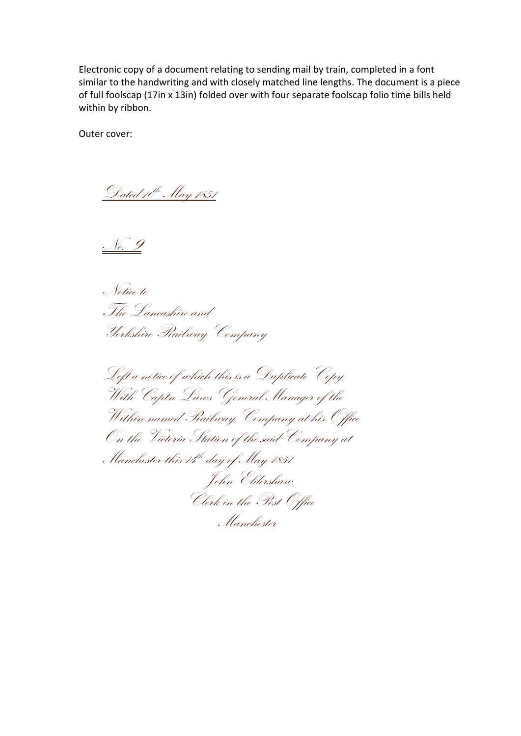Electronic copy of a document relating to sending mail by train, completed in a font similar to the handwriting and with closely matched line lengths. The document is a piece of full foolscap (17in x 13in) folded over with four separate foolscap folio time bills held within by ribbon.

Outer cover:

*Dated 10th May 1851*

*No. 9*

*Notice to*
*The Lancashire and*
*Yorkshire Railway Company*

*Left a notice of which this is a Duplicate Copy*
*With Captn Laws General Manager of the*
*Within named Railway Company at his Office*
*On the Victoria Station of the said Company at*
*Manchester this 14th day of May 1851*

*John Eldershaw*
*Clerk in the Post Office*
*Manchester*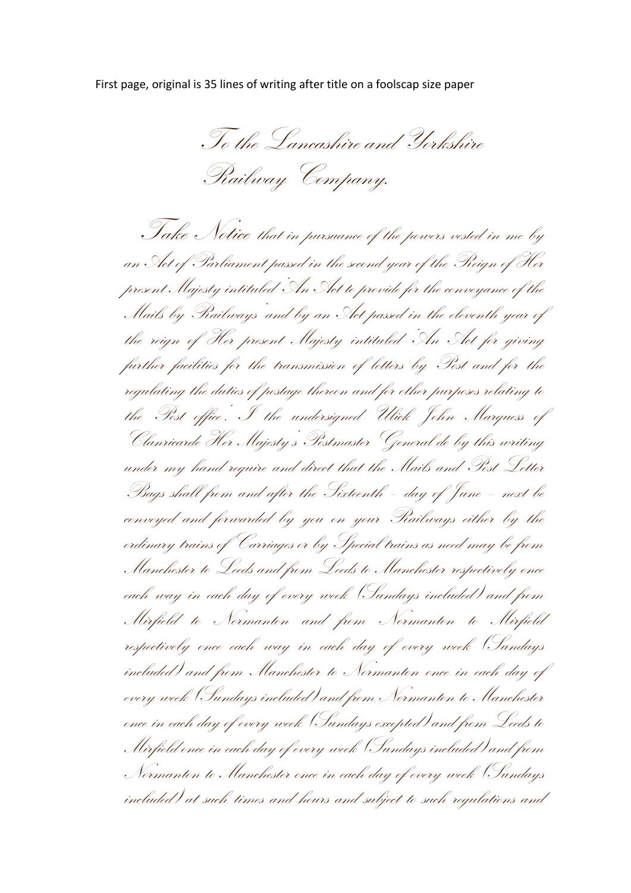First page, original is 35 lines of writing after title on a foolscap size paper

# To the Lancashire and Yorkshire Railway Company.

Take Notice that in pursuance of the powers vested in me by an Act of Parliament passed in the second year of the Reign of Her present Majesty intituled 'An Act to provide for the conveyance of the Mails by Railways' and by an Act passed in the eleventh year of the reign of Her present Majesty intituled 'An Act for giving further facilities for the transmission of letters by Post and for the regulating the duties of postage thereon and for other purposes relating to the Post office'. I the undersigned Ulick John Marquess of Clanricarde Her Majesty's Postmaster General do by this writing under my hand require and direct that the Mails and Post Letter Bags shall from and after the Sixteenth - day of June - next be conveyed and forwarded by you on your Railways either by the ordinary trains of Carriages or by Special trains as need may be from Manchester to Leeds and from Leeds to Manchester respectively once each way in each day of every week (Sundays included) and from Mirfield to Normanton and from Normanton to Mirfield respectively once each way in each day of every week (Sundays included) and from Manchester to Normanton once in each day of every week (Sundays included) and from Normanton to Manchester once in each day of every week (Sundays excepted) and from Leeds to Mirfield once in each day of every week (Sundays included) and from Normanton to Manchester once in each day of every week (Sundays included) at such times and hours and subject to such regulations and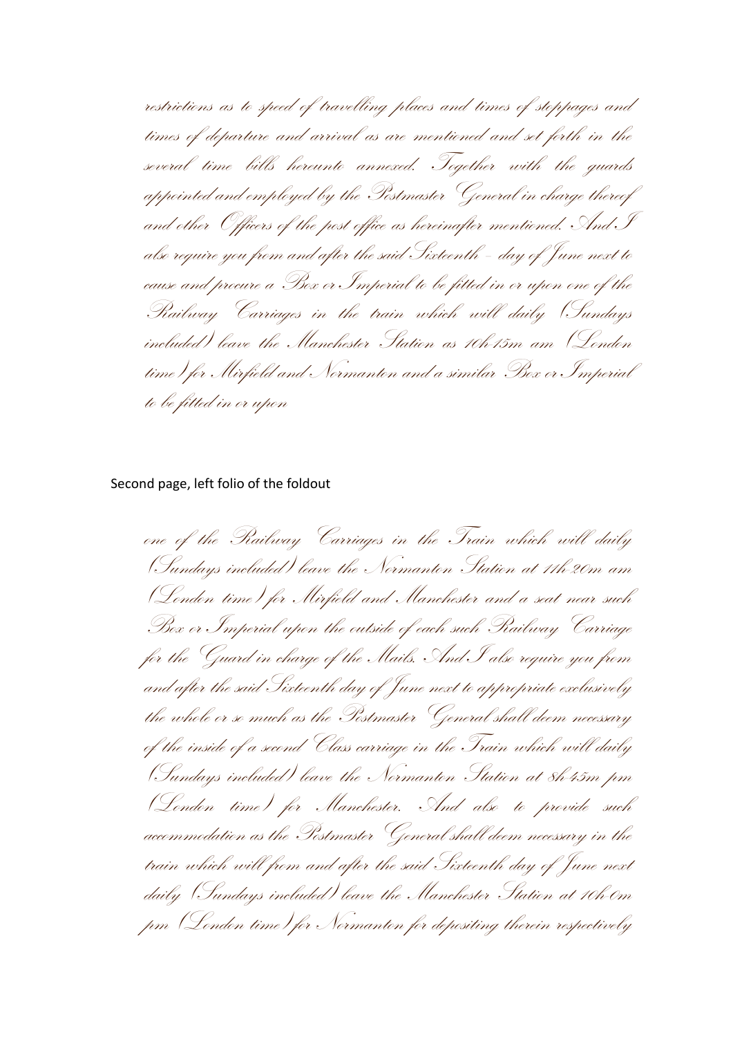*restrictions as to speed of travelling places and times of stoppages and times of departure and arrival as are mentioned and set forth in the several time bills hereunto annexed. Together with the guards appointed and employed by the Postmaster General in charge thereof and other Officers of the post office as hereinafter mentioned. And I also require you from and after the said Sixteenth – day of June next to cause and procure a Box or Imperial to be fitted in or upon one of the Railway Carriages in the train which will daily (Sundays included) leave the Manchester Station as 10h 15m am (London time) for Mirfield and Normanton and a similar Box or Imperial to be fitted in or upon*

Second page, left folio of the foldout

*one of the Railway Carriages in the Train which will daily (Sundays included) leave the Normanton Station at 11h 20m am (London time) for Mirfield and Manchester and a seat near such Box or Imperial upon the outside of each such Railway Carriage for the Guard in charge of the Mails. And I also require you from and after the said Sixteenth day of June next to appropriate exclusively the whole or so much as the Postmaster General shall deem necessary of the inside of a second Class carriage in the Train which will daily (Sundays included) leave the Normanton Station at 8h 45m pm (London time) for Manchester. And also to provide such accommodation as the Postmaster General shall deem necessary in the train which will from and after the said Sixteenth day of June next daily (Sundays included) leave the Manchester Station at 10h 0m pm (London time) for Normanton for depositing therein respectively*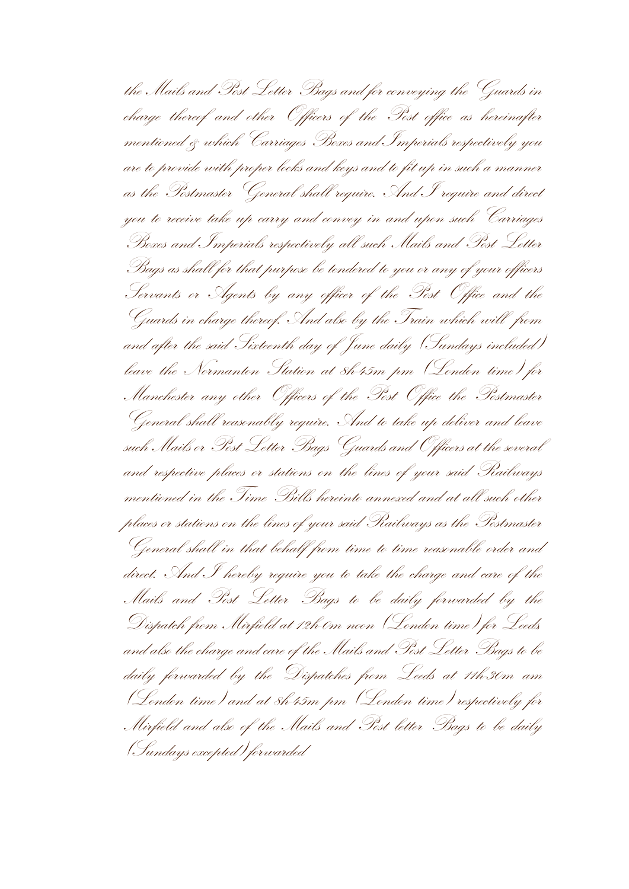the Mails and Post Letter Bags and for conveying the Guards in charge thereof and other Officers of the Post office as hereinafter mentioned & which Carriages Boxes and Imperials respectively you are to provide with proper locks and keys and to fit up in such a manner as the Postmaster General shall require. And I require and direct you to receive take up carry and convey in and upon such Carriages Boxes and Imperials respectively all such Mails and Post Letter Bags as shall for that purpose be tendered to you or any of your officers Servants or Agents by any officer of the Post Office and the Guards in charge thereof. And also by the Train which will from and after the said Sixteenth day of June daily (Sundays included) leave the Normanton Station at 8h 45m pm (London time) for Manchester any other Officers of the Post Office the Postmaster General shall reasonably require. And to take up deliver and leave such Mails or Post Letter Bags Guards and Officers at the several and respective places or stations on the lines of your said Railways mentioned in the Time Bills hereinto annexed and at all such other places or stations on the lines of your said Railways as the Postmaster General shall in that behalf from time to time reasonable order and direct. And I hereby require you to take the charge and care of the Mails and Post Letter Bags to be daily forwarded by the Dispatch from Mirfield at 12h 0m noon (London time) for Leeds and also the charge and care of the Mails and Post Letter Bags to be daily forwarded by the Dispatches from Leeds at 11h 30m am (London time) and at 8h 45m pm (London time) respectively for Mirfield and also of the Mails and Post letter Bags to be daily (Sundays excepted) forwarded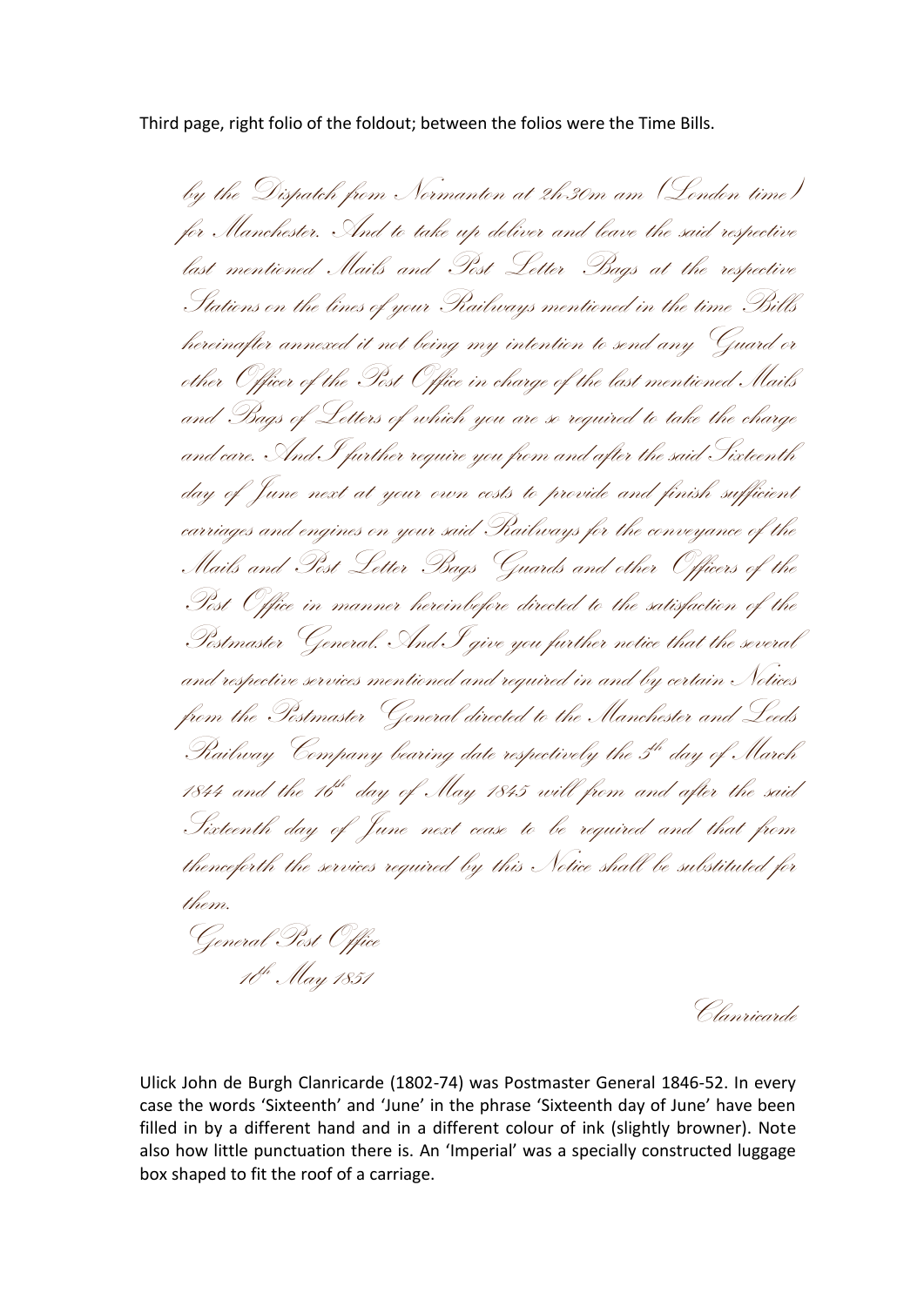Third page, right folio of the foldout; between the folios were the Time Bills.

*by the Dispatch from Normanton at 2h 30m am (London time) for Manchester. And to take up deliver and leave the said respective last mentioned Mails and Post Letter Bags at the respective Stations on the lines of your Railways mentioned in the time Bills hereinafter annexed it not being my intention to send any Guard or other Officer of the Post Office in charge of the last mentioned Mails and Bags of Letters of which you are so required to take the charge and care. And I further require you from and after the said Sixteenth day of June next at your own costs to provide and finish sufficient carriages and engines on your said Railways for the conveyance of the Mails and Post Letter Bags Guards and other Officers of the Post Office in manner hereinbefore directed to the satisfaction of the Postmaster General. And I give you further notice that the several and respective services mentioned and required in and by certain Notices from the Postmaster General directed to the Manchester and Leeds Railway Company bearing date respectively the 5th day of March 1844 and the 16th day of May 1845 will from and after the said Sixteenth day of June next cease to be required and that from thenceforth the services required by this Notice shall be substituted for them.*

*General Post Office*
*10th May 1851*

*Clanricarde*

Ulick John de Burgh Clanricarde (1802-74) was Postmaster General 1846-52. In every case the words 'Sixteenth' and 'June' in the phrase 'Sixteenth day of June' have been filled in by a different hand and in a different colour of ink (slightly browner). Note also how little punctuation there is. An 'Imperial' was a specially constructed luggage box shaped to fit the roof of a carriage.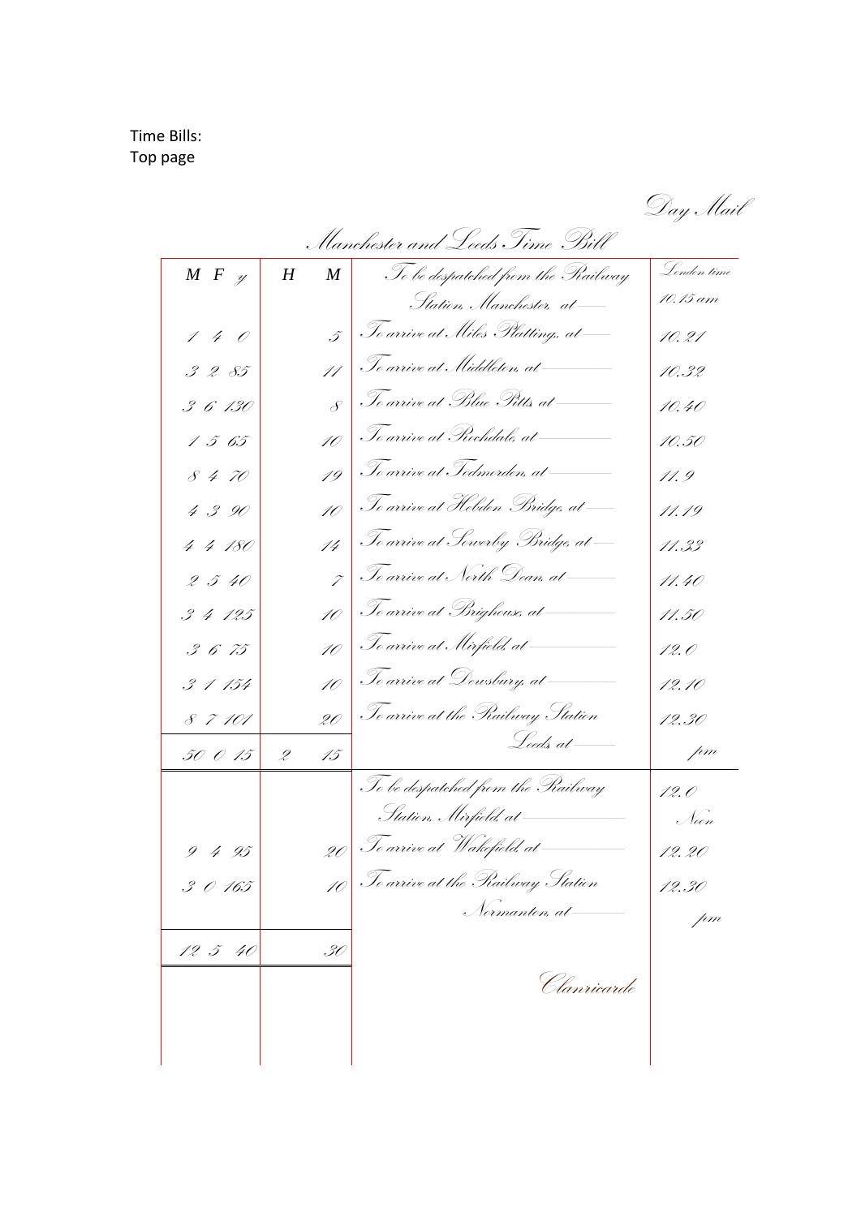Time Bills:
Top page

Day Mail

## Manchester and Leeds Time Bill

| M F y | H | M | | London time |
|---|---|---|---|---|
| | | | To be despatched from the Railway Station, Manchester, at | 10.15 am |
| 1 4 0 | | 5 | To arrive at Miles Plattings, at | 10.21 |
| 3 2 85 | | 11 | To arrive at Middleton, at | 10.32 |
| 3 6 130 | | 8 | To arrive at Blue Pitts at | 10.40 |
| 1 5 65 | | 10 | To arrive at Rochdale, at | 10.50 |
| 8 4 70 | | 19 | To arrive at Todmorden, at | 11.9 |
| 4 3 90 | | 10 | To arrive at Hebden Bridge, at | 11.19 |
| 4 4 180 | | 14 | To arrive at Sowerby Bridge, at | 11.33 |
| 2 5 40 | | 7 | To arrive at North Dean, at | 11.40 |
| 3 4 125 | | 10 | To arrive at Brighouse, at | 11.50 |
| 3 6 75 | | 10 | To arrive at Mirfield, at | 12.0 |
| 3 1 154 | | 10 | To arrive at Dewsbury, at | 12.10 |
| 8 7 101 | | 20 | To arrive at the Railway Station Leeds at | 12.30 |
| 50 0 15 | 2 | 15 | | pm |
| | | | To be despatched from the Railway Station, Mirfield, at | 12.0 Noon |
| 9 4 95 | | 20 | To arrive at Wakefield, at | 12.20 |
| 3 0 165 | | 10 | To arrive at the Railway Station Normanton, at | 12.30 pm |
| 12 5 40 | | 30 | | |

Clanricarde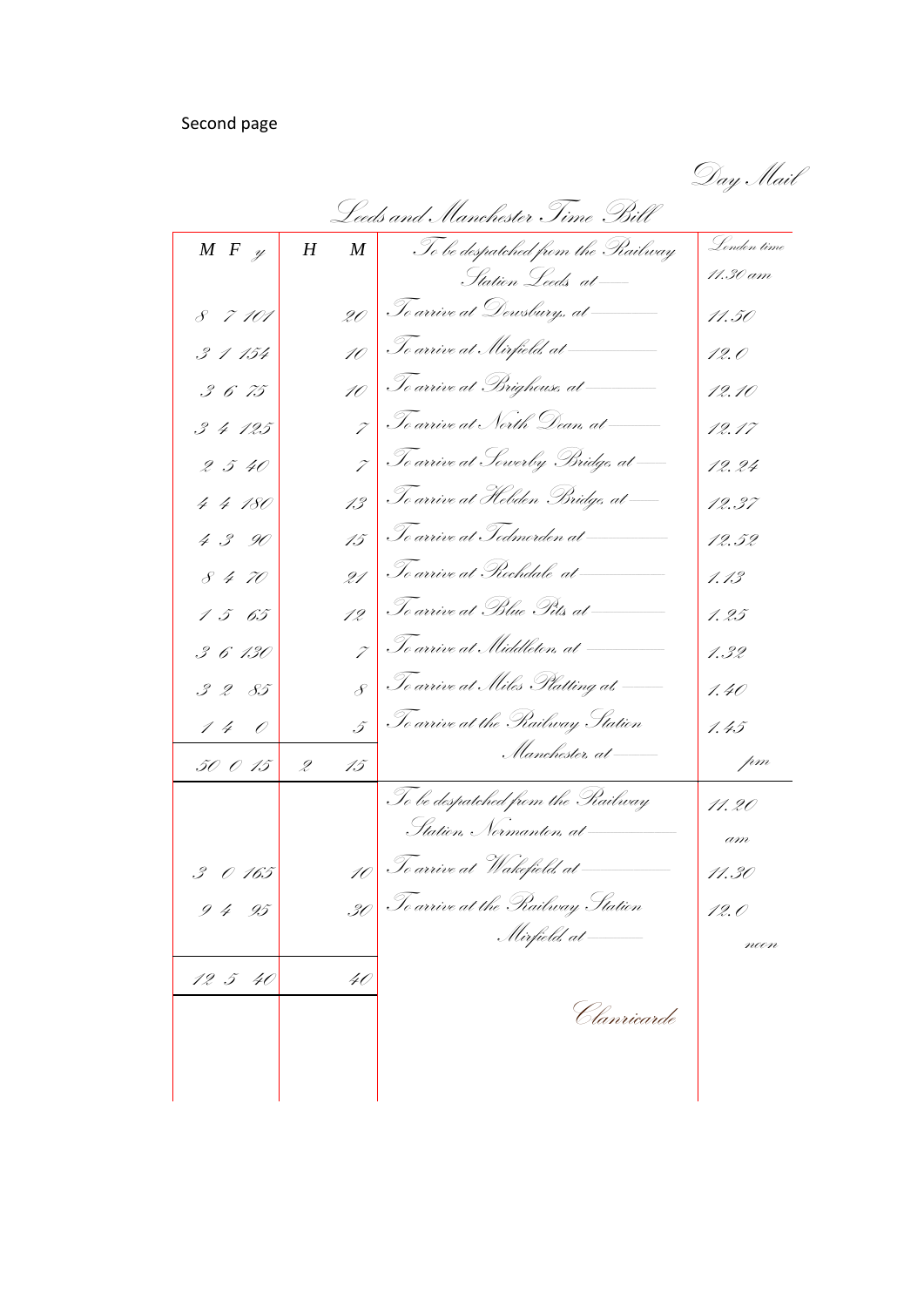Second page

Day Mail

## Leeds and Manchester Time Bill

| M F y | H M | | | London time |
|---|---|---|---|---|
| | | | To be despatched from the Railway Station Leeds at | 11.30 am |
| 8 7 101 | | 20 | To arrive at Dewsbury, at | 11.50 |
| 3 1 154 | | 10 | To arrive at Mirfield, at | 12.0 |
| 3 6 75 | | 10 | To arrive at Brighouse, at | 12.10 |
| 3 4 125 | | 7 | To arrive at North Dean, at | 12.17 |
| 2 5 40 | | 7 | To arrive at Sowerby Bridge, at | 12.24 |
| 4 4 180 | | 13 | To arrive at Hebden Bridge, at | 12.37 |
| 4 3 90 | | 15 | To arrive at Todmorden at | 12.52 |
| 8 4 70 | | 21 | To arrive at Rochdale at | 1.13 |
| 1 5 65 | | 12 | To arrive at Blue Pits at | 1.25 |
| 3 6 130 | | 7 | To arrive at Middleton, at | 1.32 |
| 3 2 85 | | 8 | To arrive at Miles Platting at | 1.40 |
| 1 4 0 | | 5 | To arrive at the Railway Station Manchester, at | 1.45 |
| 50 0 15 | 2 | 15 | | pm |
| | | | To be despatched from the Railway Station, Normanton, at | 11.20 am |
| 3 0 165 | | 10 | To arrive at Wakefield, at | 11.30 |
| 9 4 95 | | 30 | To arrive at the Railway Station Mirfield at | 12.0 noon |
| 12 5 40 | | 40 | | |

Clanricarde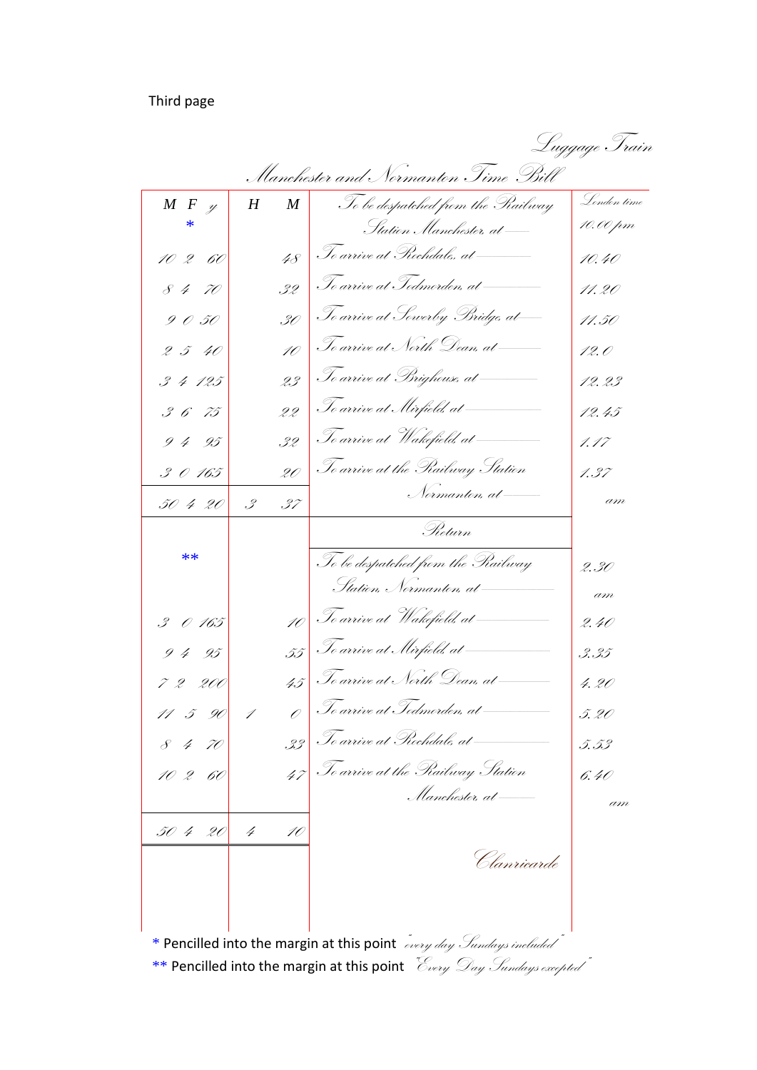Third page

*Luggage Train*

## Manchester and Normanton Time Bill

| M | F | y | H | M | | London time |
|---|---|---|---|---|---|---|
| | * | | | | To be despatched from the Railway Station Manchester, at | 10.00 pm |
| 10 | 2 | 60 | | 48 | To arrive at Rochdale, at | 10.40 |
| 8 | 4 | 70 | | 32 | To arrive at Todmorden, at | 11.20 |
| 9 | 0 | 50 | | 30 | To arrive at Sowerby Bridge, at | 11.50 |
| 2 | 5 | 40 | | 10 | To arrive at North Dean, at | 12.0 |
| 3 | 4 | 125 | | 23 | To arrive at Brighouse, at | 12.23 |
| 3 | 6 | 75 | | 22 | To arrive at Mirfield, at | 12.45 |
| 9 | 4 | 95 | | 32 | To arrive at Wakefield, at | 1.17 |
| 3 | 0 | 165 | | 20 | To arrive at the Railway Station Normanton, at | 1.37 am |
| 50 | 4 | 20 | 3 | 37 | | |
| | | | | | Return | |
| | ** | | | | To be despatched from the Railway Station, Normanton, at | 2.30 am |
| 3 | 0 | 165 | | 10 | To arrive at Wakefield, at | 2.40 |
| 9 | 4 | 95 | | 55 | To arrive at Mirfield, at | 3.35 |
| 7 | 2 | 200 | | 45 | To arrive at North Dean, at | 4.20 |
| 11 | 5 | 90 | 1 | 0 | To arrive at Todmorden, at | 5.20 |
| 8 | 4 | 70 | | 33 | To arrive at Rochdale, at | 5.53 |
| 10 | 2 | 60 | | 47 | To arrive at the Railway Station Manchester, at | 6.40 am |
| 50 | 4 | 20 | 4 | 10 | | |

*Clanricarde*

\* Pencilled into the margin at this point *"every day Sundays included"*

\** Pencilled into the margin at this point *"Every Day Sundays excepted"*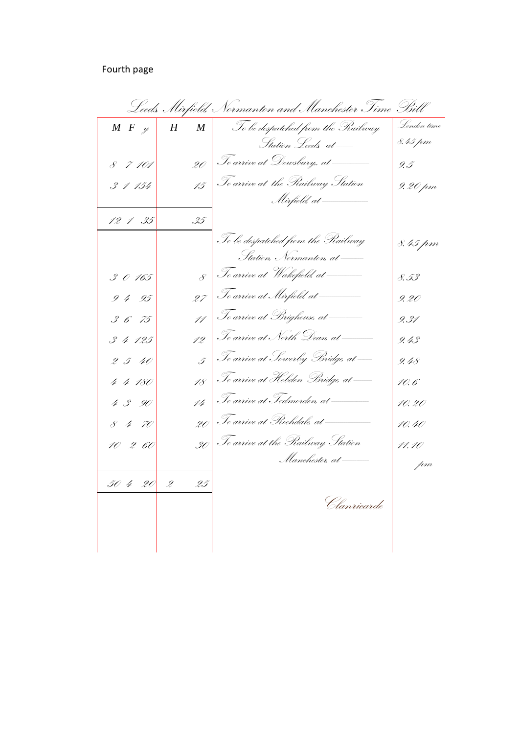Fourth page

## Leeds Mirfield Normanton and Manchester Time Bill

| M F y | H M | | London time |
|---|---|---|---|
| | | To be despatched from the Railway Station Leeds at | 8.45 pm |
| 8 7 101 | 20 | To arrive at Dewsbury, at | 9.5 |
| 3 1 154 | 15 | To arrive at the Railway Station Mirfield at | 9.20 pm |
| 12 1 35 | 35 | | |
| | | To be despatched from the Railway Station, Normanton, at | 8.45 pm |
| 3 0 165 | 8 | To arrive at Wakefield, at | 8.53 |
| 9 4 95 | 27 | To arrive at Mirfield, at | 9.20 |
| 3 6 75 | 11 | To arrive at Brighouse, at | 9.31 |
| 3 4 125 | 12 | To arrive at North Dean, at | 9.43 |
| 2 5 40 | 5 | To arrive at Sowerby Bridge, at | 9.48 |
| 4 4 180 | 18 | To arrive at Hebden Bridge, at | 10.6 |
| 4 3 90 | 14 | To arrive at Todmorden, at | 10.20 |
| 8 4 70 | 20 | To arrive at Rochdale, at | 10.40 |
| 10 2 60 | 30 | To arrive at the Railway Station Manchester, at | 11.10 pm |
| 50 4 20 | 2 25 | | |

Clanricarde